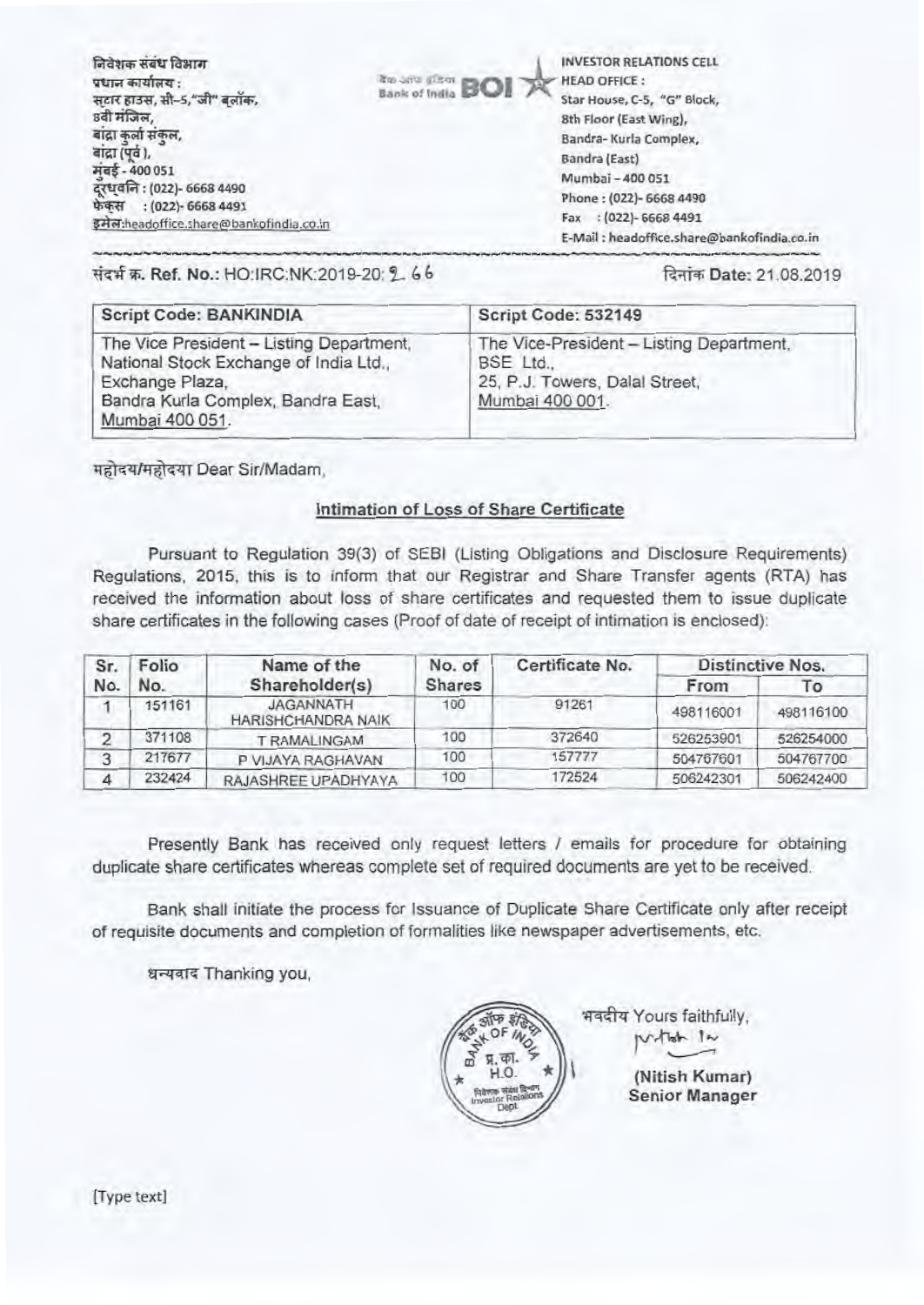निवेशक संबंध विभाग
प्रधान कार्यालय :
स्टार हाउस, सी–5,"जी" ब्लॉक,
8वी मंजिल,
बांद्रा कुर्ला संकुल,
बांद्रा (पूर्व ),
मुंबई - 400 051
दूरध्वनि : (022)- 6668 4490
फेक्स : (022)- 6668 4491
इमेल:headoffice.share@bankofindia.co.in

बैंक ऑफ इंडिया Bank of India BOI

INVESTOR RELATIONS CELL
HEAD OFFICE :
Star House, C-5, "G" Block,
8th Floor (East Wing),
Bandra- Kurla Complex,
Bandra (East)
Mumbai – 400 051
Phone : (022)- 6668 4490
Fax : (022)- 6668 4491
E-Mail : headoffice.share@bankofindia.co.in

संदर्भ क्र. Ref. No.: HO:IRC:NK:2019-20: 266

दिनांक Date: 21.08.2019

| Script Code: BANKINDIA | Script Code: 532149 |
|---|---|
| The Vice President – Listing Department, National Stock Exchange of India Ltd., Exchange Plaza, Bandra Kurla Complex, Bandra East, Mumbai 400 051. | The Vice-President – Listing Department, BSE Ltd., 25, P.J. Towers, Dalal Street, Mumbai 400 001. |

महोदय/महोदया Dear Sir/Madam,

## Intimation of Loss of Share Certificate

Pursuant to Regulation 39(3) of SEBI (Listing Obligations and Disclosure Requirements) Regulations, 2015, this is to inform that our Registrar and Share Transfer agents (RTA) has received the information about loss of share certificates and requested them to issue duplicate share certificates in the following cases (Proof of date of receipt of intimation is enclosed):

| Sr. No. | Folio No. | Name of the Shareholder(s) | No. of Shares | Certificate No. | Distinctive Nos. | |
|---|---|---|---|---|---|---|
| | | | | | From | To |
| 1 | 151161 | JAGANNATH HARISHCHANDRA NAIK | 100 | 91261 | 498116001 | 498116100 |
| 2 | 371108 | T RAMALINGAM | 100 | 372640 | 526253901 | 526254000 |
| 3 | 217677 | P VIJAYA RAGHAVAN | 100 | 157777 | 504767601 | 504767700 |
| 4 | 232424 | RAJASHREE UPADHYAYA | 100 | 172524 | 506242301 | 506242400 |

Presently Bank has received only request letters / emails for procedure for obtaining duplicate share certificates whereas complete set of required documents are yet to be received.

Bank shall initiate the process for Issuance of Duplicate Share Certificate only after receipt of requisite documents and completion of formalities like newspaper advertisements, etc.

धन्यवाद Thanking you,

भवदीय Yours faithfully,

(Nitish Kumar)
Senior Manager

[Type text]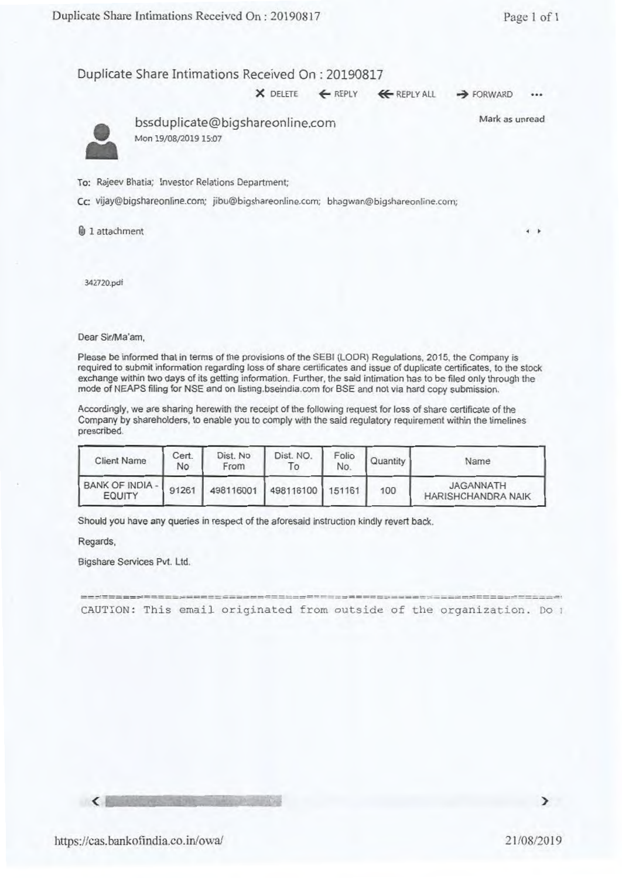# Duplicate Share Intimations Received On : 20190817

X DELETE ← REPLY ⇐ REPLY ALL → FORWARD •••

**bssduplicate@bigshareonline.com**
Mon 19/08/2019 15:07

Mark as unread

To: Rajeev Bhatia; Investor Relations Department;

Cc: vijay@bigshareonline.com; jibu@bigshareonline.com; bhagwan@bigshareonline.com;

1 attachment

342720.pdf

Dear Sir/Ma'am,

Please be informed that in terms of the provisions of the SEBI (LODR) Regulations, 2015, the Company is required to submit information regarding loss of share certificates and issue of duplicate certificates, to the stock exchange within two days of its getting information. Further, the said intimation has to be filed only through the mode of NEAPS filing for NSE and on listing.bseindia.com for BSE and not via hard copy submission.

Accordingly, we are sharing herewith the receipt of the following request for loss of share certificate of the Company by shareholders, to enable you to comply with the said regulatory requirement within the timelines prescribed.

| Client Name | Cert. No | Dist. No From | Dist. NO. To | Folio No. | Quantity | Name |
|---|---|---|---|---|---|---|
| BANK OF INDIA - EQUITY | 91261 | 498116001 | 498116100 | 151161 | 100 | JAGANNATH HARISHCHANDRA NAIK |

Should you have any queries in respect of the aforesaid instruction kindly revert back.

Regards,

Bigshare Services Pvt. Ltd.

```
CAUTION: This email originated from outside of the organization. Do 1
```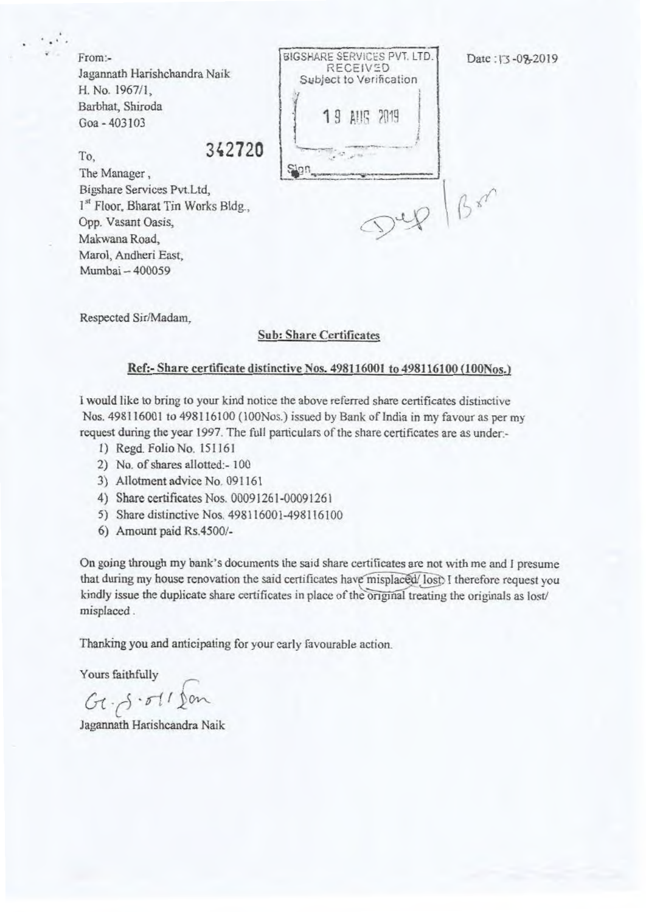From:-
Jagannath Harishchandra Naik
H. No. 1967/1,
Barbhat, Shiroda
Goa - 403103

BIGSHARE SERVICES PVT. LTD.
RECEIVED
Subject to Verification

19 AUG 2019

Sign

Date : 13-08-2019

342720

To,
The Manager,
Bigshare Services Pvt.Ltd,
1st Floor, Bharat Tin Works Bldg.,
Opp. Vasant Oasis,
Makwana Road,
Marol, Andheri East,
Mumbai – 400059

Dup | Bsm

Respected Sir/Madam,

**Sub: Share Certificates**

**Ref:- Share certificate distinctive Nos. 498116001 to 498116100 (100Nos.)**

I would like to bring to your kind notice the above referred share certificates distinctive Nos. 498116001 to 498116100 (100Nos.) issued by Bank of India in my favour as per my request during the year 1997. The full particulars of the share certificates are as under:-

1) Regd. Folio No. 151161
2) No. of shares allotted:- 100
3) Allotment advice No. 091161
4) Share certificates Nos. 00091261-00091261
5) Share distinctive Nos. 498116001-498116100
6) Amount paid Rs.4500/-

On going through my bank's documents the said share certificates are not with me and I presume that during my house renovation the said certificates have misplaced/ lost. I therefore request you kindly issue the duplicate share certificates in place of the original treating the originals as lost/ misplaced.

Thanking you and anticipating for your early favourable action.

Yours faithfully

G. S. Naik

Jagannath Harishcandra Naik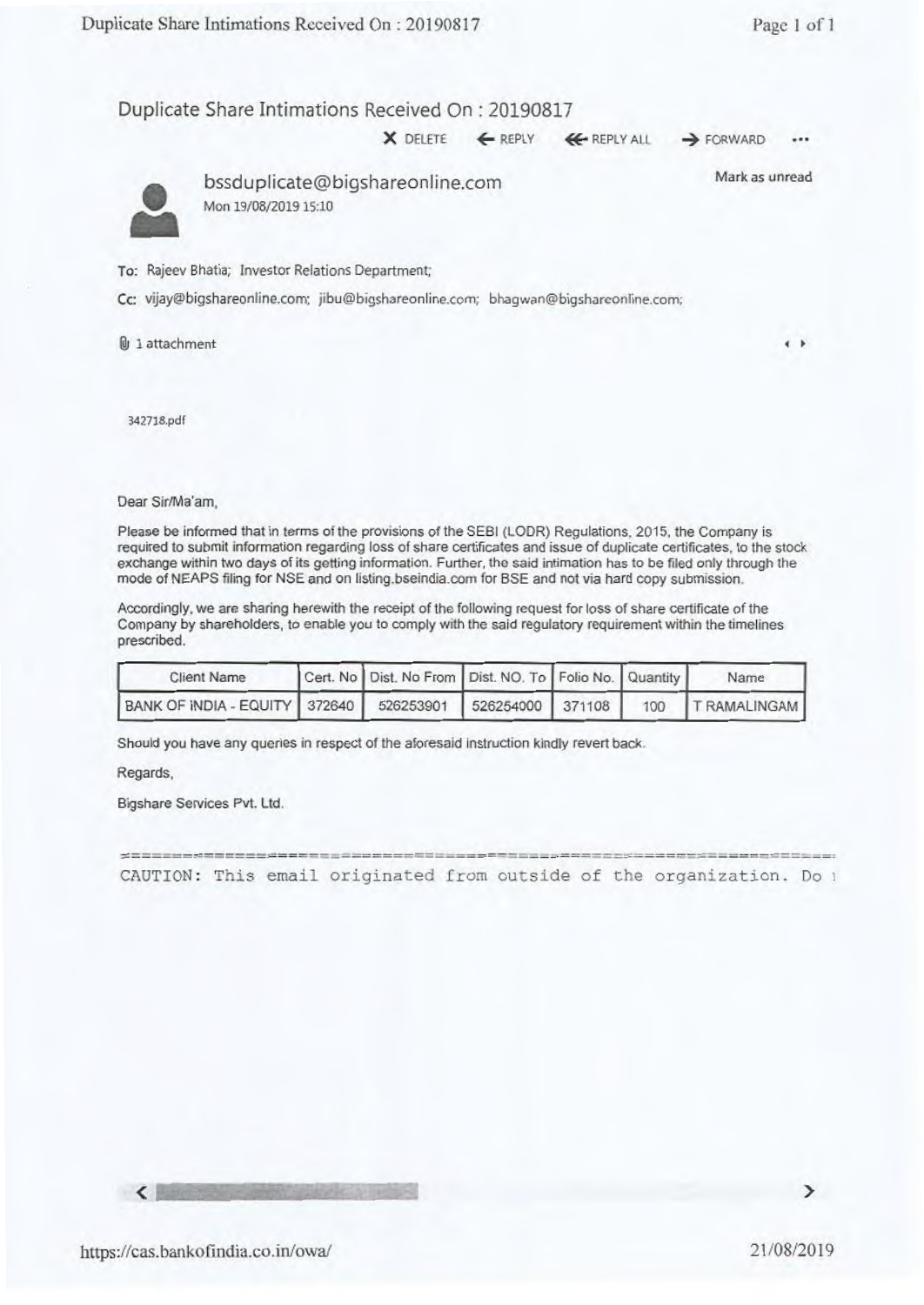# Duplicate Share Intimations Received On : 20190817

X DELETE ← REPLY ⇇ REPLY ALL → FORWARD ...

**bssduplicate@bigshareonline.com**
Mon 19/08/2019 15:10

Mark as unread

To: Rajeev Bhatia; Investor Relations Department;

Cc: vijay@bigshareonline.com; jibu@bigshareonline.com; bhagwan@bigshareonline.com;

1 attachment

342718.pdf

Dear Sir/Ma'am,

Please be informed that in terms of the provisions of the SEBI (LODR) Regulations, 2015, the Company is required to submit information regarding loss of share certificates and issue of duplicate certificates, to the stock exchange within two days of its getting information. Further, the said intimation has to be filed only through the mode of NEAPS filing for NSE and on listing.bseindia.com for BSE and not via hard copy submission.

Accordingly, we are sharing herewith the receipt of the following request for loss of share certificate of the Company by shareholders, to enable you to comply with the said regulatory requirement within the timelines prescribed.

| Client Name | Cert. No | Dist. No From | Dist. NO. To | Folio No. | Quantity | Name |
|---|---|---|---|---|---|---|
| BANK OF INDIA - EQUITY | 372640 | 526253901 | 526254000 | 371108 | 100 | T RAMALINGAM |

Should you have any queries in respect of the aforesaid instruction kindly revert back.

Regards,

Bigshare Services Pvt. Ltd.

CAUTION: This email originated from outside of the organization. Do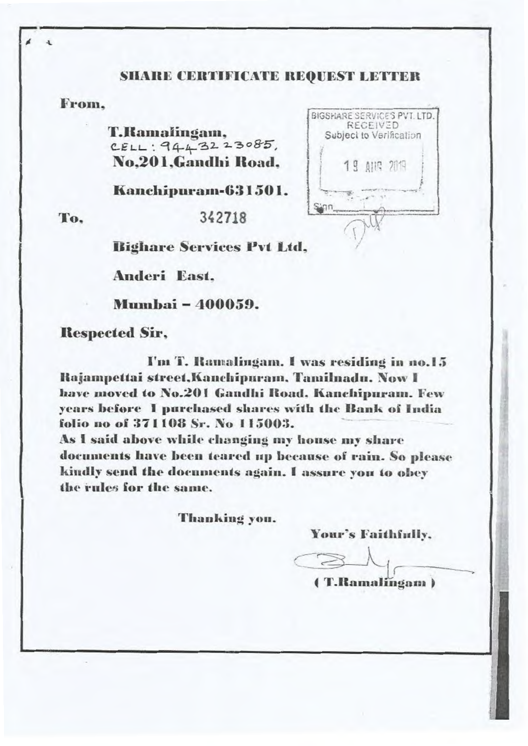## SHARE CERTIFICATE REQUEST LETTER

**From,**

**T.Ramalingam,**
CELL : 9443223085,
**No,201,Gandhi Road,**

**Kanchipuram-631501.**

BIGSHARE SERVICES PVT. LTD.
RECEIVED
Subject to Verification
19 AUG 2019
Sign

**To,** 342718

**Bighare Services Pvt Ltd,**

**Anderi East,**

**Mumbai – 400059.**

**Respected Sir,**

**I'm T. Ramalingam. I was residing in no.15 Rajampettai street,Kanchipuram, Tamilnadu. Now I have moved to No.201 Gandhi Road, Kanchipuram. Few years before I purchased shares with the Bank of India folio no of 371108 Sr. No 115003.**

**As I said above while changing my house my share documents have been teared up because of rain. So please kindly send the documents again. I assure you to obey the rules for the same.**

**Thanking you.**

**Your's Faithfully,**

**( T.Ramalingam )**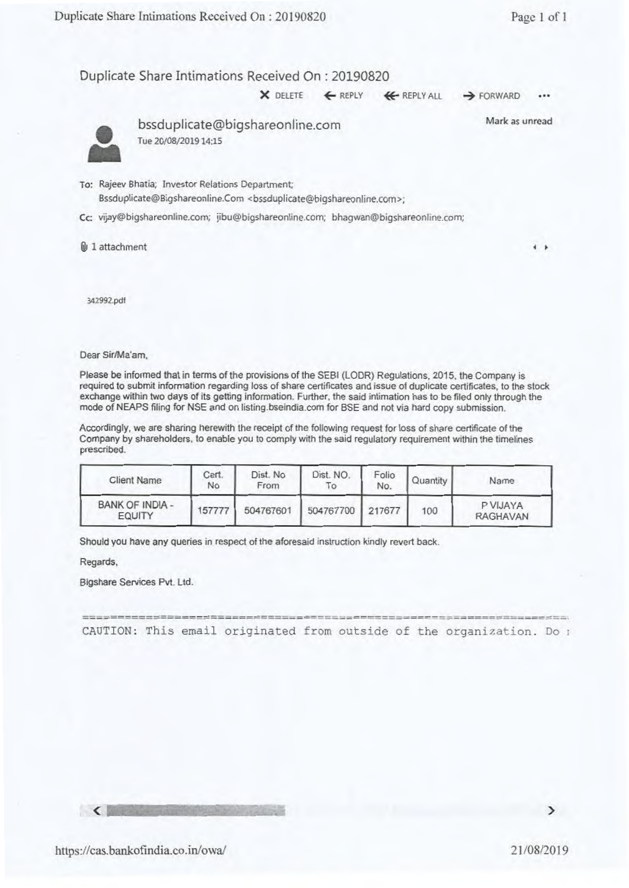## Duplicate Share Intimations Received On : 20190820

DELETE | REPLY | REPLY ALL | FORWARD

**bssduplicate@bigshareonline.com**
Tue 20/08/2019 14:15

Mark as unread

To: Rajeev Bhatia; Investor Relations Department; Bssduplicate@Bigshareonline.Com <bssduplicate@bigshareonline.com>;

Cc: vijay@bigshareonline.com; jibu@bigshareonline.com; bhagwan@bigshareonline.com;

1 attachment

342992.pdf

Dear Sir/Ma'am,

Please be informed that in terms of the provisions of the SEBI (LODR) Regulations, 2015, the Company is required to submit information regarding loss of share certificates and issue of duplicate certificates, to the stock exchange within two days of its getting information. Further, the said intimation has to be filed only through the mode of NEAPS filing for NSE and on listing.bseindia.com for BSE and not via hard copy submission.

Accordingly, we are sharing herewith the receipt of the following request for loss of share certificate of the Company by shareholders, to enable you to comply with the said regulatory requirement within the timelines prescribed.

| Client Name | Cert. No | Dist. No From | Dist. NO. To | Folio No. | Quantity | Name |
|---|---|---|---|---|---|---|
| BANK OF INDIA - EQUITY | 157777 | 504767601 | 504767700 | 217677 | 100 | P VIJAYA RAGHAVAN |

Should you have any queries in respect of the aforesaid instruction kindly revert back.

Regards,

Bigshare Services Pvt. Ltd.

```
================================================================================
CAUTION: This email originated from outside of the organization. Do n
```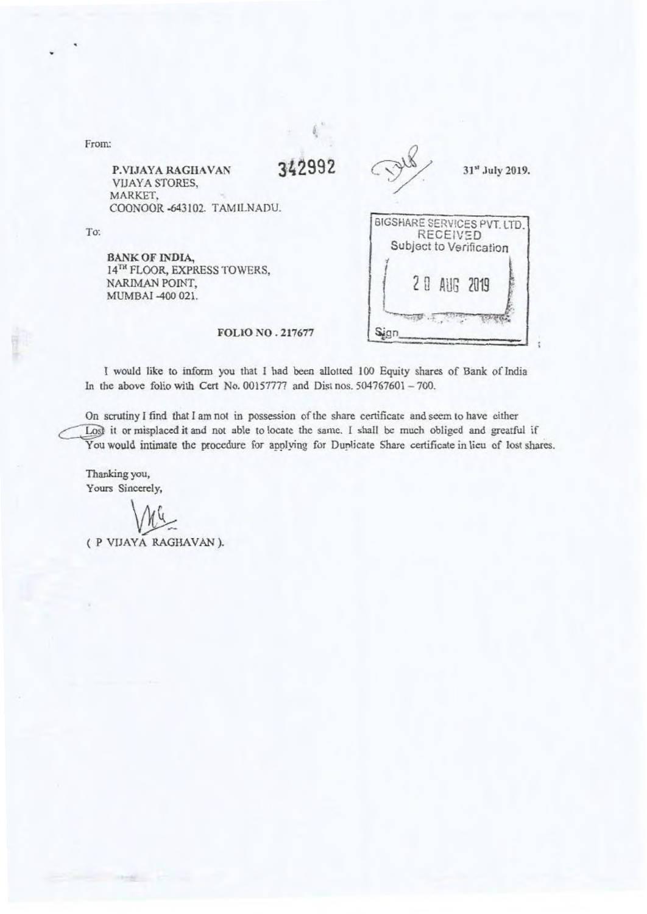From:

**P.VIJAYA RAGHAVAN**
VIJAYA STORES,
MARKET,
COONOOR -643102. TAMILNADU.

342992

31st July 2019.

BIGSHARE SERVICES PVT. LTD.
RECEIVED
Subject to Verification

20 AUG 2019

Sign________

To:

**BANK OF INDIA,**
14TH FLOOR, EXPRESS TOWERS,
NARIMAN POINT,
MUMBAI -400 021.

**FOLIO NO . 217677**

I would like to inform you that I had been allotted 100 Equity shares of Bank of India In the above folio with Cert No. 00157777 and Dist nos. 504767601 – 700.

On scrutiny I find that I am not in possession of the share certificate and seem to have either Lost it or misplaced it and not able to locate the same. I shall be much obliged and greatful if You would intimate the procedure for applying for Duplicate Share certificate in lieu of lost shares.

Thanking you,
Yours Sincerely,

( P VIJAYA RAGHAVAN ).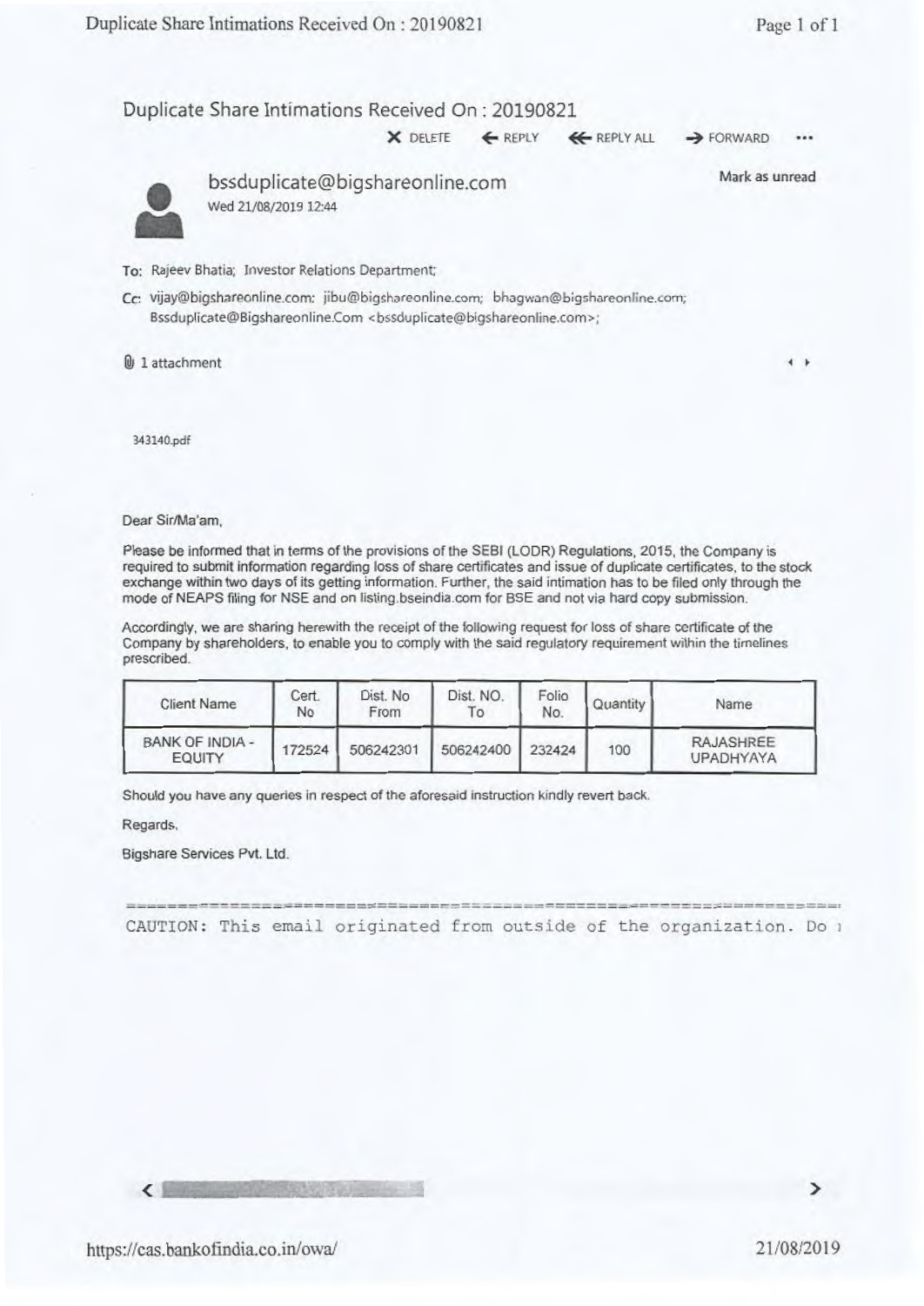## Duplicate Share Intimations Received On : 20190821

DELETE | REPLY | REPLY ALL | FORWARD | ...

**bssduplicate@bigshareonline.com**

Wed 21/08/2019 12:44

Mark as unread

To: Rajeev Bhatia; Investor Relations Department;

Cc: vijay@bigshareonline.com; jibu@bigshareonline.com; bhagwan@bigshareonline.com; Bssduplicate@Bigshareonline.Com <bssduplicate@bigshareonline.com>;

1 attachment

343140.pdf

Dear Sir/Ma'am,

Please be informed that in terms of the provisions of the SEBI (LODR) Regulations, 2015, the Company is required to submit information regarding loss of share certificates and issue of duplicate certificates, to the stock exchange within two days of its getting information. Further, the said intimation has to be filed only through the mode of NEAPS filing for NSE and on listing.bseindia.com for BSE and not via hard copy submission.

Accordingly, we are sharing herewith the receipt of the following request for loss of share certificate of the Company by shareholders, to enable you to comply with the said regulatory requirement within the timelines prescribed.

| Client Name | Cert. No | Dist. No From | Dist. NO. To | Folio No. | Quantity | Name |
|---|---|---|---|---|---|---|
| BANK OF INDIA - EQUITY | 172524 | 506242301 | 506242400 | 232424 | 100 | RAJASHREE UPADHYAYA |

Should you have any queries in respect of the aforesaid instruction kindly revert back.

Regards,

Bigshare Services Pvt. Ltd.

```
==========================================================================
CAUTION: This email originated from outside of the organization. Do
```

https://cas.bankofindia.co.in/owa/

21/08/2019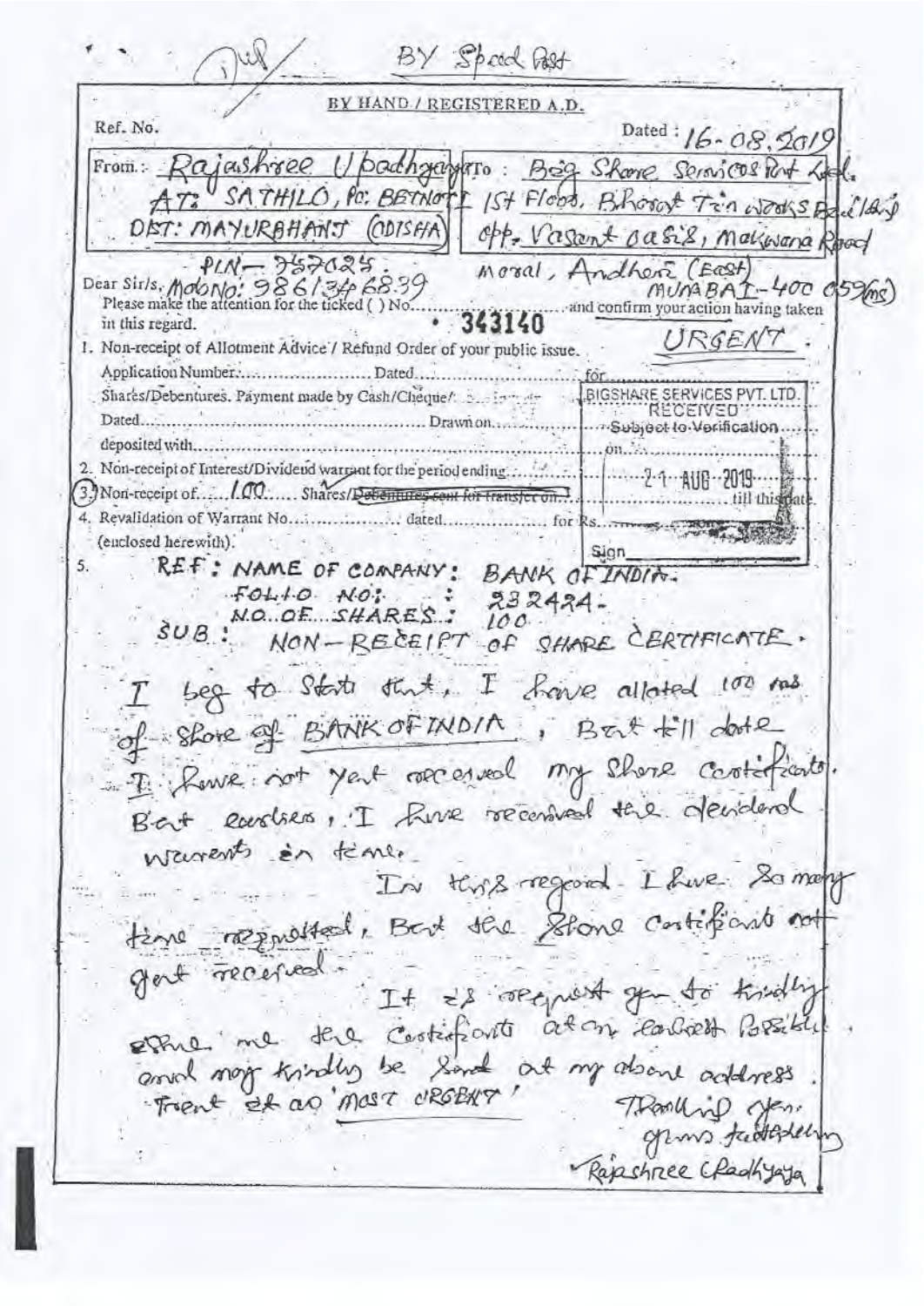1) 

BY Speed Post

BY HAND / REGISTERED A.D.

Ref. No.

Dated : 16-08-2019

From :- Rajashree Upadhyaya
AT: SATHILO, PO: BETNOTI
DIST: MAYURBHANJ (ODISHA)
PIN - 757025
Mob No: 9861346839

To : Big Share Services Pvt Ltd.
1st Floor, Bharat Tin Works Building
Opp. Vasant Oasis, Makwana Road
Marol, Andheri (East)
MUMBAI - 400 059 (MS)

Dear Sir/s,
Please make the attention for the ticked ( ) No.................................. and confirm your action having taken in this regard.

343140

URGENT.

1. Non-receipt of Allotment Advice / Refund Order of your public issue.
   Application Number........................ Dated........................ for........................
   Shares/Debentures. Payment made by Cash/Cheque/........................
   Dated........................ Drawn on........................
   deposited with........................
2. Non-receipt of Interest/Dividend warrant for the period ending........................ till this date.
3. Non-receipt of ...100... Shares/~~Debentures sent for transfer on~~........................
4. Revalidation of Warrant No........................ dated........................ for Rs........................ (enclosed herewith).

BIGSHARE SERVICES PVT. LTD.
RECEIVED
Subject to Verification
on 21 AUG 2019
Sign

5. REF: NAME OF COMPANY: BANK OF INDIA.
   FOLIO NO: : 232424.
   NO. OF SHARES : 100

SUB : NON-RECEIPT OF SHARE CERTIFICATE.

I beg to state that, I have alloted 100 nos of share of BANK OF INDIA, But till date I have not yet received my Share Certificate. But earlier, I have received the dividend warrants in time.

In this regard I have so many time requested, But the Share Certificate not yet received.

It is request you to kindly issue me the Certificate at an earliest Possible and may kindly be send at my above address. Treat it as 'MOST URGENT'

Thanking you.
yours faithfully
Rajashree Upadhyaya